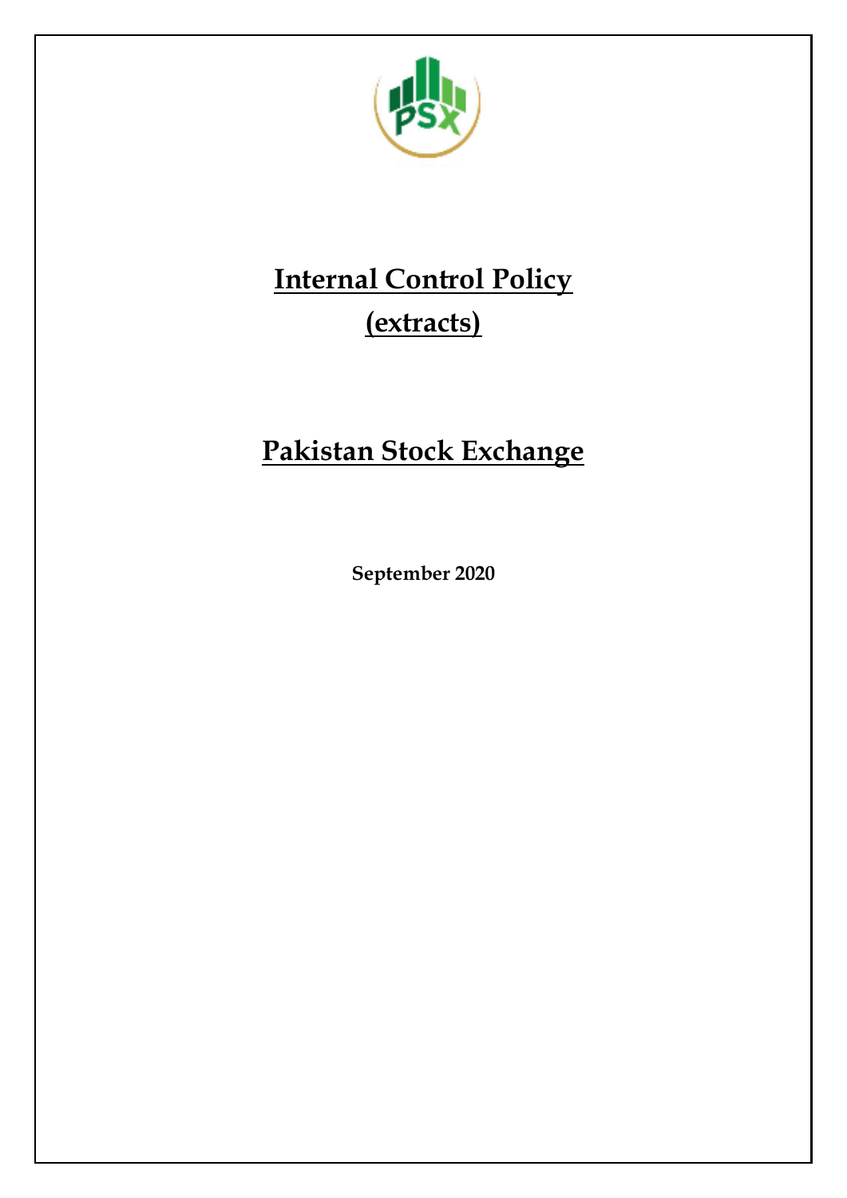# Internal Control Policy

# (extracts)

# Pakistan Stock Exchange

**September 2020**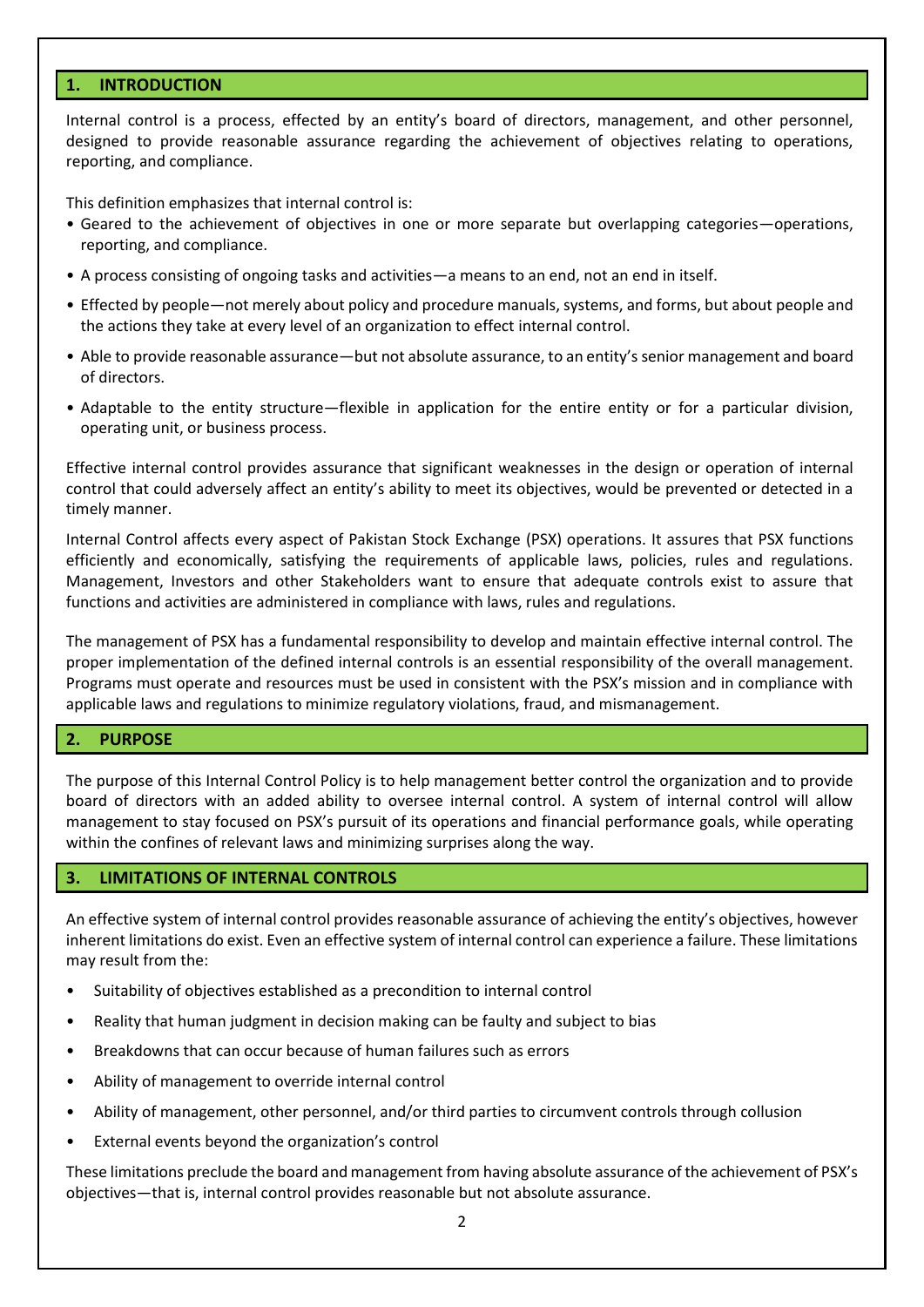## 1. INTRODUCTION

Internal control is a process, effected by an entity's board of directors, management, and other personnel, designed to provide reasonable assurance regarding the achievement of objectives relating to operations, reporting, and compliance.

This definition emphasizes that internal control is:

- Geared to the achievement of objectives in one or more separate but overlapping categories—operations, reporting, and compliance.
- A process consisting of ongoing tasks and activities—a means to an end, not an end in itself.
- Effected by people—not merely about policy and procedure manuals, systems, and forms, but about people and the actions they take at every level of an organization to effect internal control.
- Able to provide reasonable assurance—but not absolute assurance, to an entity's senior management and board of directors.
- Adaptable to the entity structure—flexible in application for the entire entity or for a particular division, operating unit, or business process.

Effective internal control provides assurance that significant weaknesses in the design or operation of internal control that could adversely affect an entity's ability to meet its objectives, would be prevented or detected in a timely manner.

Internal Control affects every aspect of Pakistan Stock Exchange (PSX) operations. It assures that PSX functions efficiently and economically, satisfying the requirements of applicable laws, policies, rules and regulations. Management, Investors and other Stakeholders want to ensure that adequate controls exist to assure that functions and activities are administered in compliance with laws, rules and regulations.

The management of PSX has a fundamental responsibility to develop and maintain effective internal control. The proper implementation of the defined internal controls is an essential responsibility of the overall management. Programs must operate and resources must be used in consistent with the PSX's mission and in compliance with applicable laws and regulations to minimize regulatory violations, fraud, and mismanagement.

## 2. PURPOSE

The purpose of this Internal Control Policy is to help management better control the organization and to provide board of directors with an added ability to oversee internal control. A system of internal control will allow management to stay focused on PSX's pursuit of its operations and financial performance goals, while operating within the confines of relevant laws and minimizing surprises along the way.

## 3. LIMITATIONS OF INTERNAL CONTROLS

An effective system of internal control provides reasonable assurance of achieving the entity's objectives, however inherent limitations do exist. Even an effective system of internal control can experience a failure. These limitations may result from the:

- Suitability of objectives established as a precondition to internal control
- Reality that human judgment in decision making can be faulty and subject to bias
- Breakdowns that can occur because of human failures such as errors
- Ability of management to override internal control
- Ability of management, other personnel, and/or third parties to circumvent controls through collusion
- External events beyond the organization's control

These limitations preclude the board and management from having absolute assurance of the achievement of PSX's objectives—that is, internal control provides reasonable but not absolute assurance.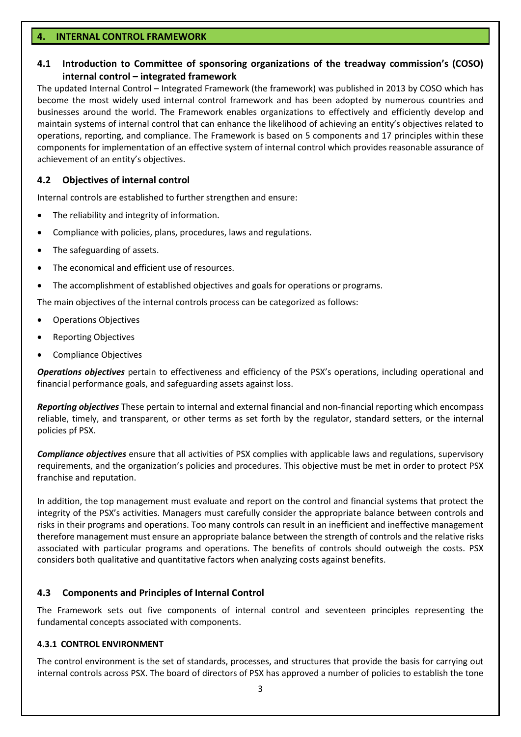## 4. INTERNAL CONTROL FRAMEWORK

### 4.1 Introduction to Committee of sponsoring organizations of the treadway commission's (COSO) internal control – integrated framework

The updated Internal Control – Integrated Framework (the framework) was published in 2013 by COSO which has become the most widely used internal control framework and has been adopted by numerous countries and businesses around the world. The Framework enables organizations to effectively and efficiently develop and maintain systems of internal control that can enhance the likelihood of achieving an entity's objectives related to operations, reporting, and compliance. The Framework is based on 5 components and 17 principles within these components for implementation of an effective system of internal control which provides reasonable assurance of achievement of an entity's objectives.

### 4.2 Objectives of internal control

Internal controls are established to further strengthen and ensure:

- The reliability and integrity of information.
- Compliance with policies, plans, procedures, laws and regulations.
- The safeguarding of assets.
- The economical and efficient use of resources.
- The accomplishment of established objectives and goals for operations or programs.

The main objectives of the internal controls process can be categorized as follows:

- Operations Objectives
- Reporting Objectives
- Compliance Objectives

***Operations objectives*** pertain to effectiveness and efficiency of the PSX's operations, including operational and financial performance goals, and safeguarding assets against loss.

***Reporting objectives*** These pertain to internal and external financial and non-financial reporting which encompass reliable, timely, and transparent, or other terms as set forth by the regulator, standard setters, or the internal policies pf PSX.

***Compliance objectives*** ensure that all activities of PSX complies with applicable laws and regulations, supervisory requirements, and the organization's policies and procedures. This objective must be met in order to protect PSX franchise and reputation.

In addition, the top management must evaluate and report on the control and financial systems that protect the integrity of the PSX's activities. Managers must carefully consider the appropriate balance between controls and risks in their programs and operations. Too many controls can result in an inefficient and ineffective management therefore management must ensure an appropriate balance between the strength of controls and the relative risks associated with particular programs and operations. The benefits of controls should outweigh the costs. PSX considers both qualitative and quantitative factors when analyzing costs against benefits.

### 4.3 Components and Principles of Internal Control

The Framework sets out five components of internal control and seventeen principles representing the fundamental concepts associated with components.

#### 4.3.1 CONTROL ENVIRONMENT

The control environment is the set of standards, processes, and structures that provide the basis for carrying out internal controls across PSX. The board of directors of PSX has approved a number of policies to establish the tone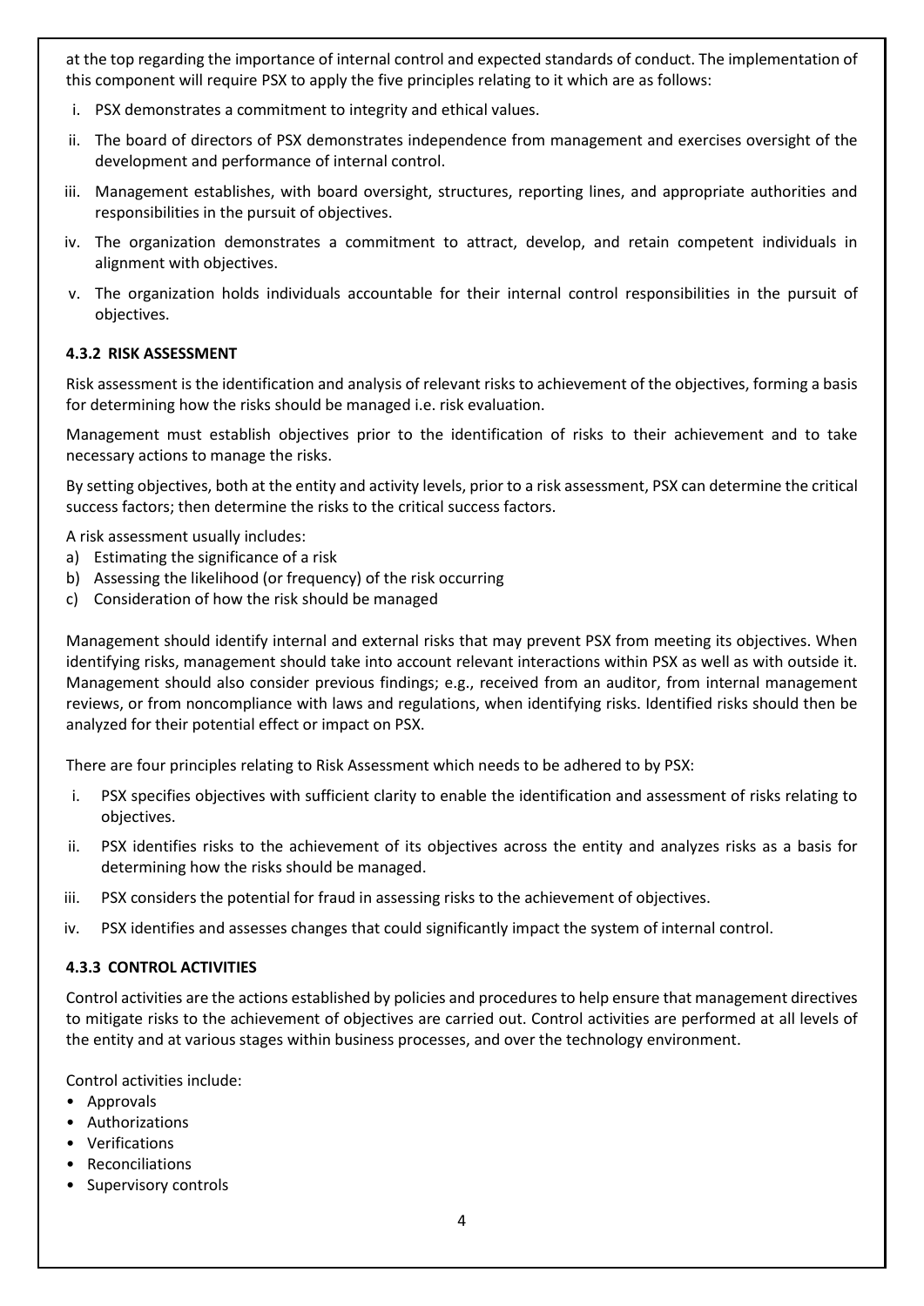at the top regarding the importance of internal control and expected standards of conduct. The implementation of this component will require PSX to apply the five principles relating to it which are as follows:

i. PSX demonstrates a commitment to integrity and ethical values.

ii. The board of directors of PSX demonstrates independence from management and exercises oversight of the development and performance of internal control.

iii. Management establishes, with board oversight, structures, reporting lines, and appropriate authorities and responsibilities in the pursuit of objectives.

iv. The organization demonstrates a commitment to attract, develop, and retain competent individuals in alignment with objectives.

v. The organization holds individuals accountable for their internal control responsibilities in the pursuit of objectives.

#### 4.3.2 RISK ASSESSMENT

Risk assessment is the identification and analysis of relevant risks to achievement of the objectives, forming a basis for determining how the risks should be managed i.e. risk evaluation.

Management must establish objectives prior to the identification of risks to their achievement and to take necessary actions to manage the risks.

By setting objectives, both at the entity and activity levels, prior to a risk assessment, PSX can determine the critical success factors; then determine the risks to the critical success factors.

A risk assessment usually includes:

a) Estimating the significance of a risk
b) Assessing the likelihood (or frequency) of the risk occurring
c) Consideration of how the risk should be managed

Management should identify internal and external risks that may prevent PSX from meeting its objectives. When identifying risks, management should take into account relevant interactions within PSX as well as with outside it. Management should also consider previous findings; e.g., received from an auditor, from internal management reviews, or from noncompliance with laws and regulations, when identifying risks. Identified risks should then be analyzed for their potential effect or impact on PSX.

There are four principles relating to Risk Assessment which needs to be adhered to by PSX:

i. PSX specifies objectives with sufficient clarity to enable the identification and assessment of risks relating to objectives.

ii. PSX identifies risks to the achievement of its objectives across the entity and analyzes risks as a basis for determining how the risks should be managed.

iii. PSX considers the potential for fraud in assessing risks to the achievement of objectives.

iv. PSX identifies and assesses changes that could significantly impact the system of internal control.

#### 4.3.3 CONTROL ACTIVITIES

Control activities are the actions established by policies and procedures to help ensure that management directives to mitigate risks to the achievement of objectives are carried out. Control activities are performed at all levels of the entity and at various stages within business processes, and over the technology environment.

Control activities include:

- Approvals
- Authorizations
- Verifications
- Reconciliations
- Supervisory controls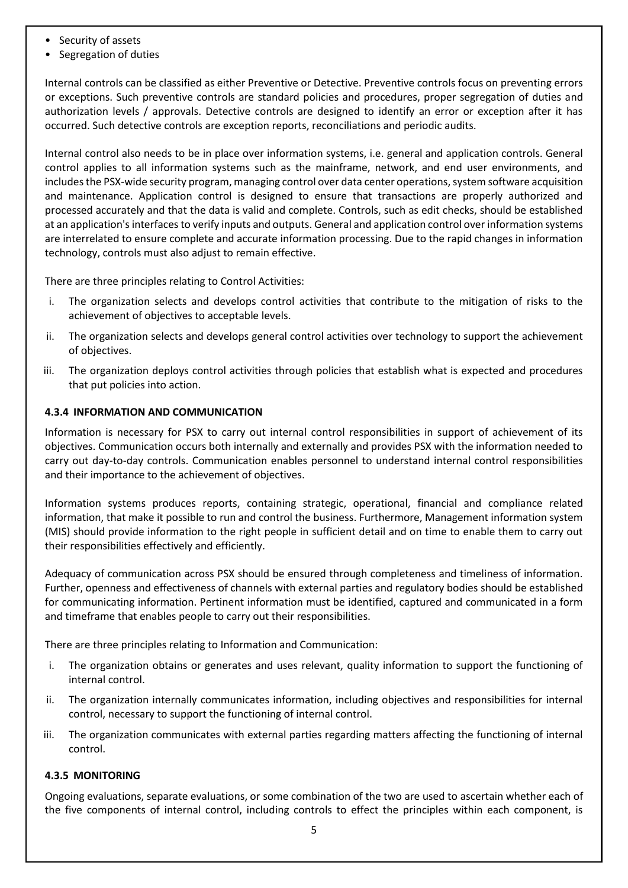- Security of assets
- Segregation of duties

Internal controls can be classified as either Preventive or Detective. Preventive controls focus on preventing errors or exceptions. Such preventive controls are standard policies and procedures, proper segregation of duties and authorization levels / approvals. Detective controls are designed to identify an error or exception after it has occurred. Such detective controls are exception reports, reconciliations and periodic audits.

Internal control also needs to be in place over information systems, i.e. general and application controls. General control applies to all information systems such as the mainframe, network, and end user environments, and includes the PSX-wide security program, managing control over data center operations, system software acquisition and maintenance. Application control is designed to ensure that transactions are properly authorized and processed accurately and that the data is valid and complete. Controls, such as edit checks, should be established at an application's interfaces to verify inputs and outputs. General and application control over information systems are interrelated to ensure complete and accurate information processing. Due to the rapid changes in information technology, controls must also adjust to remain effective.

There are three principles relating to Control Activities:

i. The organization selects and develops control activities that contribute to the mitigation of risks to the achievement of objectives to acceptable levels.
ii. The organization selects and develops general control activities over technology to support the achievement of objectives.
iii. The organization deploys control activities through policies that establish what is expected and procedures that put policies into action.

#### 4.3.4 INFORMATION AND COMMUNICATION

Information is necessary for PSX to carry out internal control responsibilities in support of achievement of its objectives. Communication occurs both internally and externally and provides PSX with the information needed to carry out day-to-day controls. Communication enables personnel to understand internal control responsibilities and their importance to the achievement of objectives.

Information systems produces reports, containing strategic, operational, financial and compliance related information, that make it possible to run and control the business. Furthermore, Management information system (MIS) should provide information to the right people in sufficient detail and on time to enable them to carry out their responsibilities effectively and efficiently.

Adequacy of communication across PSX should be ensured through completeness and timeliness of information. Further, openness and effectiveness of channels with external parties and regulatory bodies should be established for communicating information. Pertinent information must be identified, captured and communicated in a form and timeframe that enables people to carry out their responsibilities.

There are three principles relating to Information and Communication:

i. The organization obtains or generates and uses relevant, quality information to support the functioning of internal control.
ii. The organization internally communicates information, including objectives and responsibilities for internal control, necessary to support the functioning of internal control.
iii. The organization communicates with external parties regarding matters affecting the functioning of internal control.

#### 4.3.5 MONITORING

Ongoing evaluations, separate evaluations, or some combination of the two are used to ascertain whether each of the five components of internal control, including controls to effect the principles within each component, is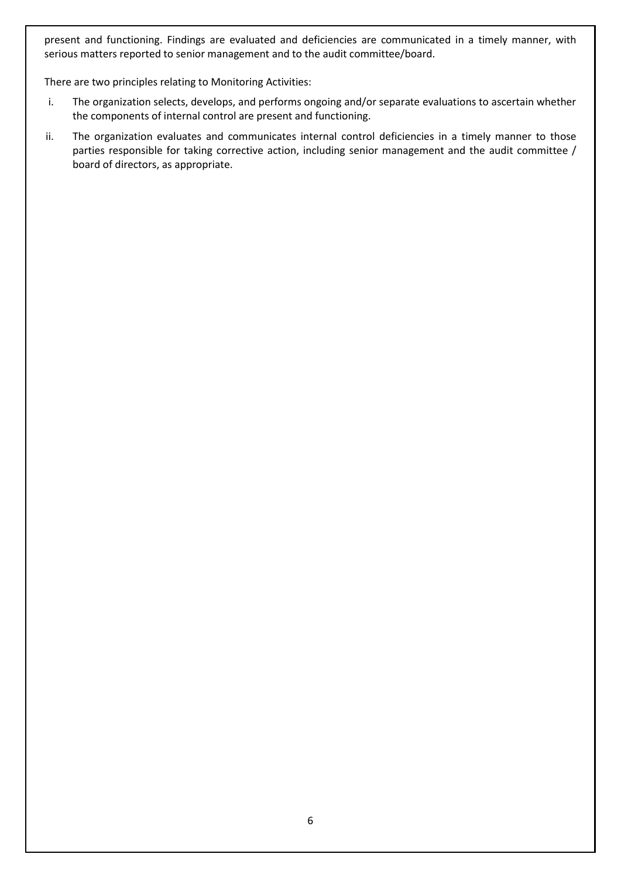present and functioning. Findings are evaluated and deficiencies are communicated in a timely manner, with serious matters reported to senior management and to the audit committee/board.

There are two principles relating to Monitoring Activities:

i. The organization selects, develops, and performs ongoing and/or separate evaluations to ascertain whether the components of internal control are present and functioning.

ii. The organization evaluates and communicates internal control deficiencies in a timely manner to those parties responsible for taking corrective action, including senior management and the audit committee / board of directors, as appropriate.